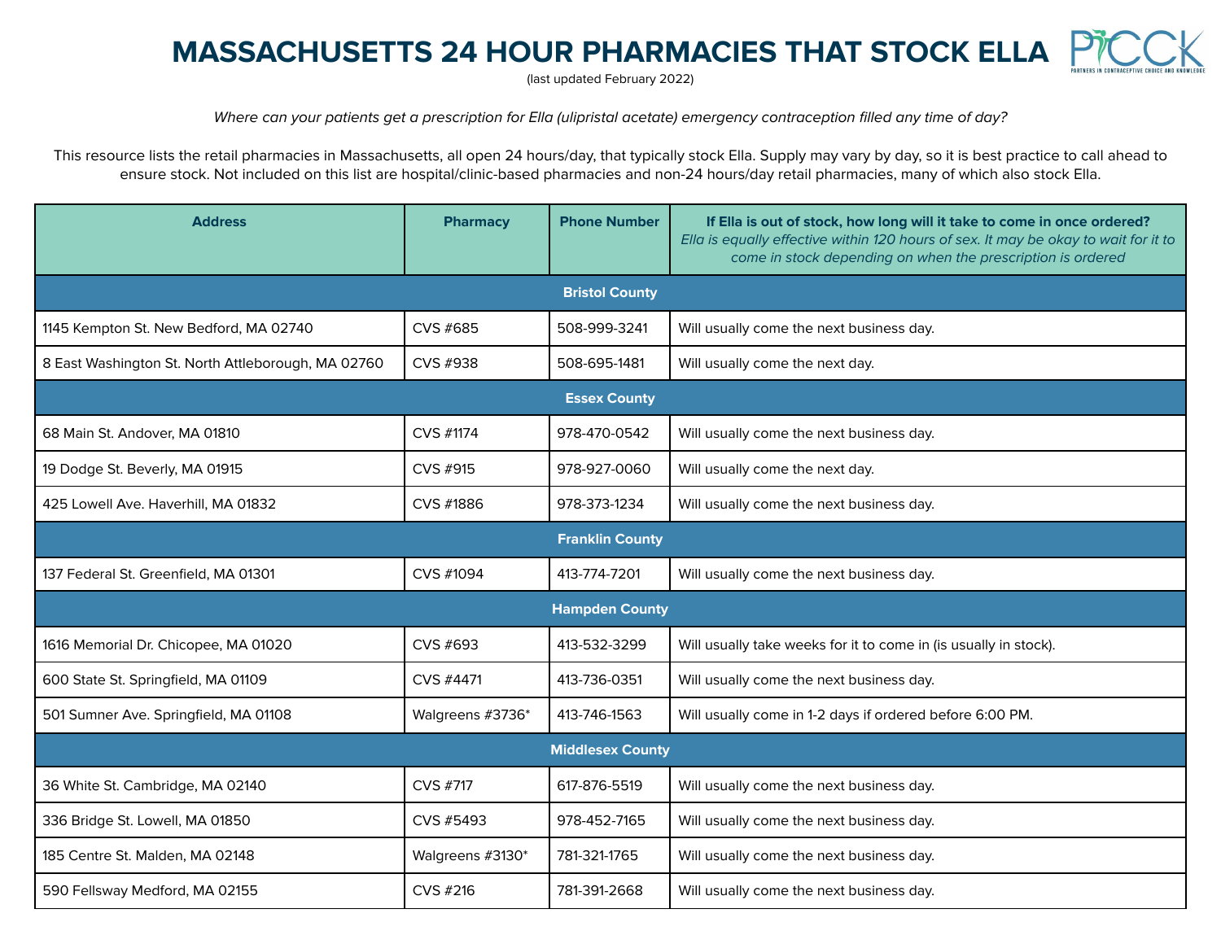# MASSACHUSETTS 24 HOUR PHARMACIES THAT STOCK ELLA

(last updated February 2022)

*Where can your patients get a prescription for Ella (ulipristal acetate) emergency contraception filled any time of day?*

This resource lists the retail pharmacies in Massachusetts, all open 24 hours/day, that typically stock Ella. Supply may vary by day, so it is best practice to call ahead to ensure stock. Not included on this list are hospital/clinic-based pharmacies and non-24 hours/day retail pharmacies, many of which also stock Ella.

| Address | Pharmacy | Phone Number | If Ella is out of stock, how long will it take to come in once ordered? *Ella is equally effective within 120 hours of sex. It may be okay to wait for it to come in stock depending on when the prescription is ordered* |
|---|---|---|---|
| **Bristol County** | | | |
| 1145 Kempton St. New Bedford, MA 02740 | CVS #685 | 508-999-3241 | Will usually come the next business day. |
| 8 East Washington St. North Attleborough, MA 02760 | CVS #938 | 508-695-1481 | Will usually come the next day. |
| **Essex County** | | | |
| 68 Main St. Andover, MA 01810 | CVS #1174 | 978-470-0542 | Will usually come the next business day. |
| 19 Dodge St. Beverly, MA 01915 | CVS #915 | 978-927-0060 | Will usually come the next day. |
| 425 Lowell Ave. Haverhill, MA 01832 | CVS #1886 | 978-373-1234 | Will usually come the next business day. |
| **Franklin County** | | | |
| 137 Federal St. Greenfield, MA 01301 | CVS #1094 | 413-774-7201 | Will usually come the next business day. |
| **Hampden County** | | | |
| 1616 Memorial Dr. Chicopee, MA 01020 | CVS #693 | 413-532-3299 | Will usually take weeks for it to come in (is usually in stock). |
| 600 State St. Springfield, MA 01109 | CVS #4471 | 413-736-0351 | Will usually come the next business day. |
| 501 Sumner Ave. Springfield, MA 01108 | Walgreens #3736* | 413-746-1563 | Will usually come in 1-2 days if ordered before 6:00 PM. |
| **Middlesex County** | | | |
| 36 White St. Cambridge, MA 02140 | CVS #717 | 617-876-5519 | Will usually come the next business day. |
| 336 Bridge St. Lowell, MA 01850 | CVS #5493 | 978-452-7165 | Will usually come the next business day. |
| 185 Centre St. Malden, MA 02148 | Walgreens #3130* | 781-321-1765 | Will usually come the next business day. |
| 590 Fellsway Medford, MA 02155 | CVS #216 | 781-391-2668 | Will usually come the next business day. |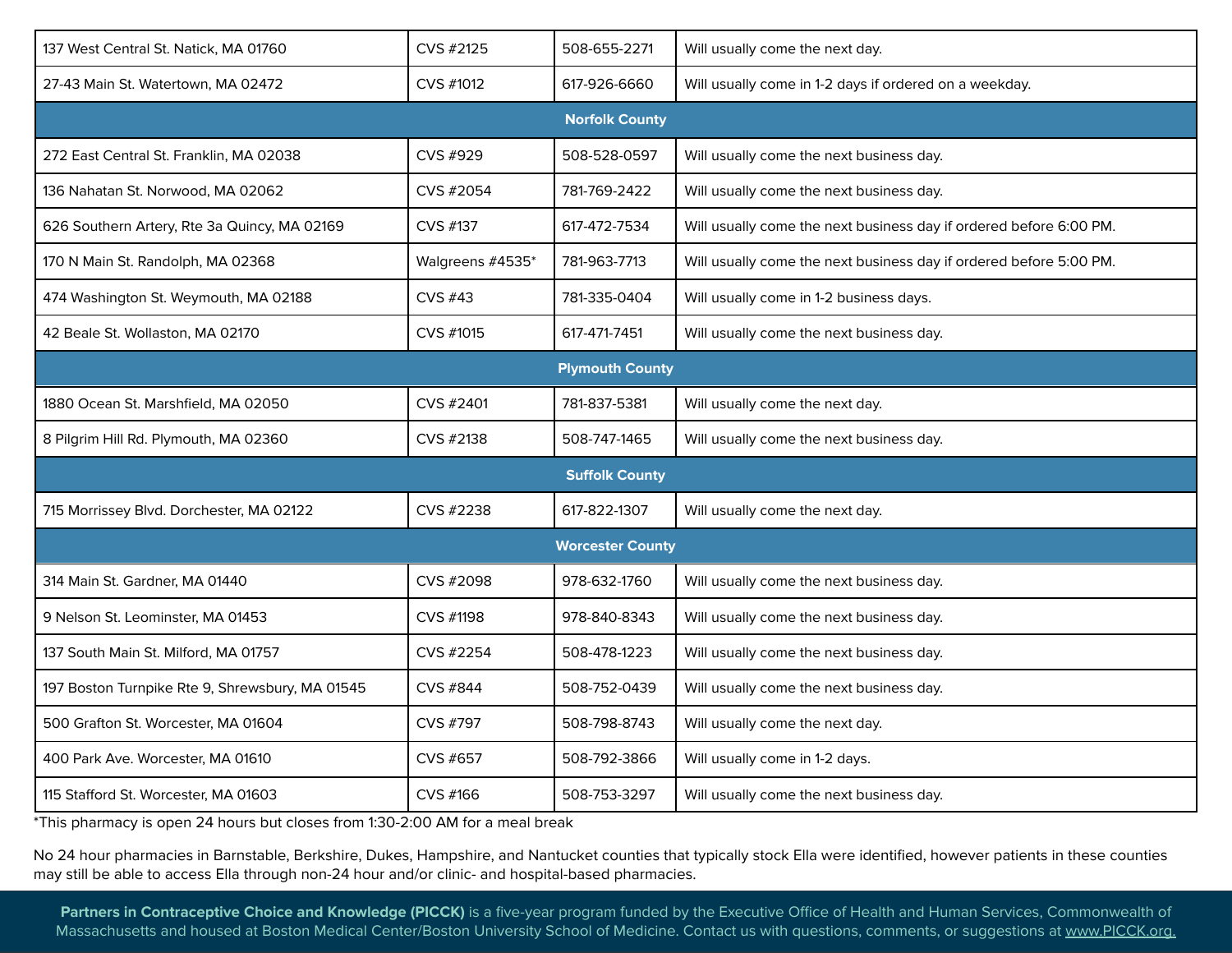| | | | |
|---|---|---|---|
| 137 West Central St. Natick, MA 01760 | CVS #2125 | 508-655-2271 | Will usually come the next day. |
| 27-43 Main St. Watertown, MA 02472 | CVS #1012 | 617-926-6660 | Will usually come in 1-2 days if ordered on a weekday. |
| **Norfolk County** | | | |
| 272 East Central St. Franklin, MA 02038 | CVS #929 | 508-528-0597 | Will usually come the next business day. |
| 136 Nahatan St. Norwood, MA 02062 | CVS #2054 | 781-769-2422 | Will usually come the next business day. |
| 626 Southern Artery, Rte 3a Quincy, MA 02169 | CVS #137 | 617-472-7534 | Will usually come the next business day if ordered before 6:00 PM. |
| 170 N Main St. Randolph, MA 02368 | Walgreens #4535* | 781-963-7713 | Will usually come the next business day if ordered before 5:00 PM. |
| 474 Washington St. Weymouth, MA 02188 | CVS #43 | 781-335-0404 | Will usually come in 1-2 business days. |
| 42 Beale St. Wollaston, MA 02170 | CVS #1015 | 617-471-7451 | Will usually come the next business day. |
| **Plymouth County** | | | |
| 1880 Ocean St. Marshfield, MA 02050 | CVS #2401 | 781-837-5381 | Will usually come the next day. |
| 8 Pilgrim Hill Rd. Plymouth, MA 02360 | CVS #2138 | 508-747-1465 | Will usually come the next business day. |
| **Suffolk County** | | | |
| 715 Morrissey Blvd. Dorchester, MA 02122 | CVS #2238 | 617-822-1307 | Will usually come the next day. |
| **Worcester County** | | | |
| 314 Main St. Gardner, MA 01440 | CVS #2098 | 978-632-1760 | Will usually come the next business day. |
| 9 Nelson St. Leominster, MA 01453 | CVS #1198 | 978-840-8343 | Will usually come the next business day. |
| 137 South Main St. Milford, MA 01757 | CVS #2254 | 508-478-1223 | Will usually come the next business day. |
| 197 Boston Turnpike Rte 9, Shrewsbury, MA 01545 | CVS #844 | 508-752-0439 | Will usually come the next business day. |
| 500 Grafton St. Worcester, MA 01604 | CVS #797 | 508-798-8743 | Will usually come the next day. |
| 400 Park Ave. Worcester, MA 01610 | CVS #657 | 508-792-3866 | Will usually come in 1-2 days. |
| 115 Stafford St. Worcester, MA 01603 | CVS #166 | 508-753-3297 | Will usually come the next business day. |

*This pharmacy is open 24 hours but closes from 1:30-2:00 AM for a meal break

No 24 hour pharmacies in Barnstable, Berkshire, Dukes, Hampshire, and Nantucket counties that typically stock Ella were identified, however patients in these counties may still be able to access Ella through non-24 hour and/or clinic- and hospital-based pharmacies.

**Partners in Contraceptive Choice and Knowledge (PICCK)** is a five-year program funded by the Executive Office of Health and Human Services, Commonwealth of Massachusetts and housed at Boston Medical Center/Boston University School of Medicine. Contact us with questions, comments, or suggestions at www.PICCK.org.